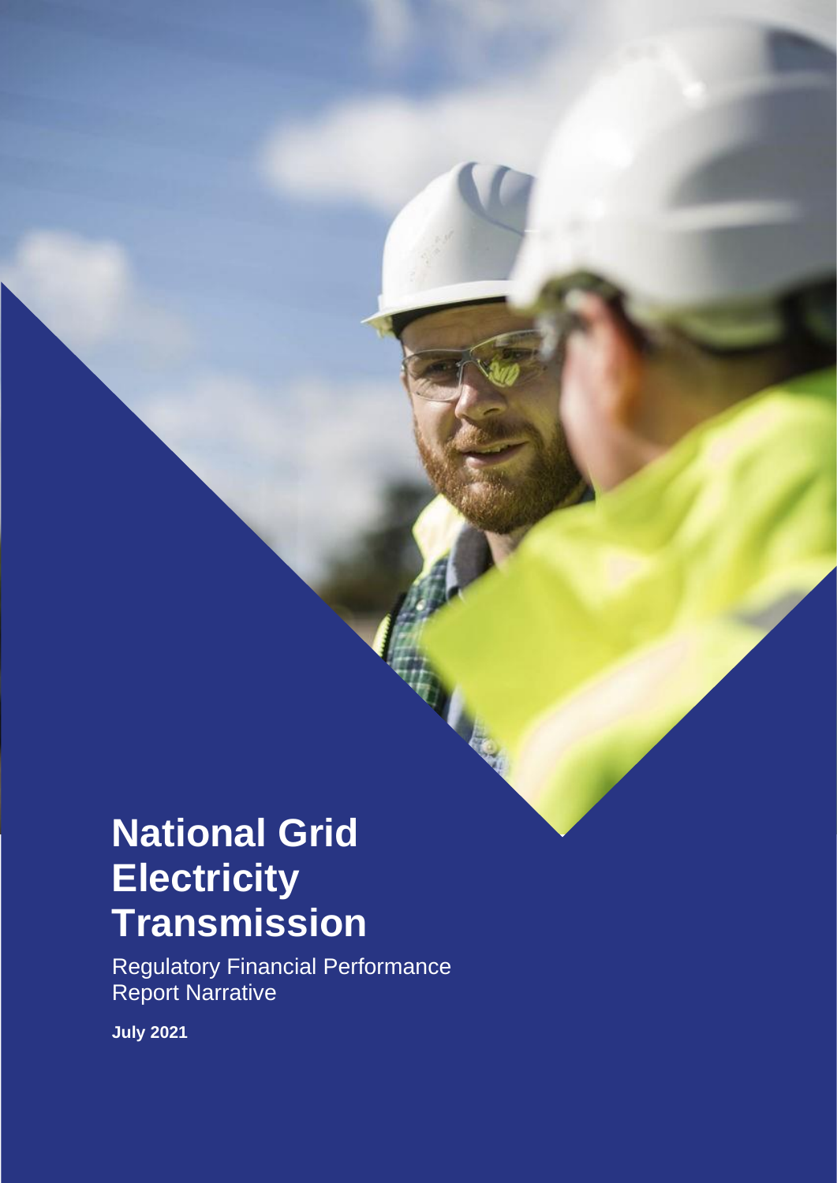# National Grid Electricity Transmission

Regulatory Financial Performance Report Narrative

**July 2021**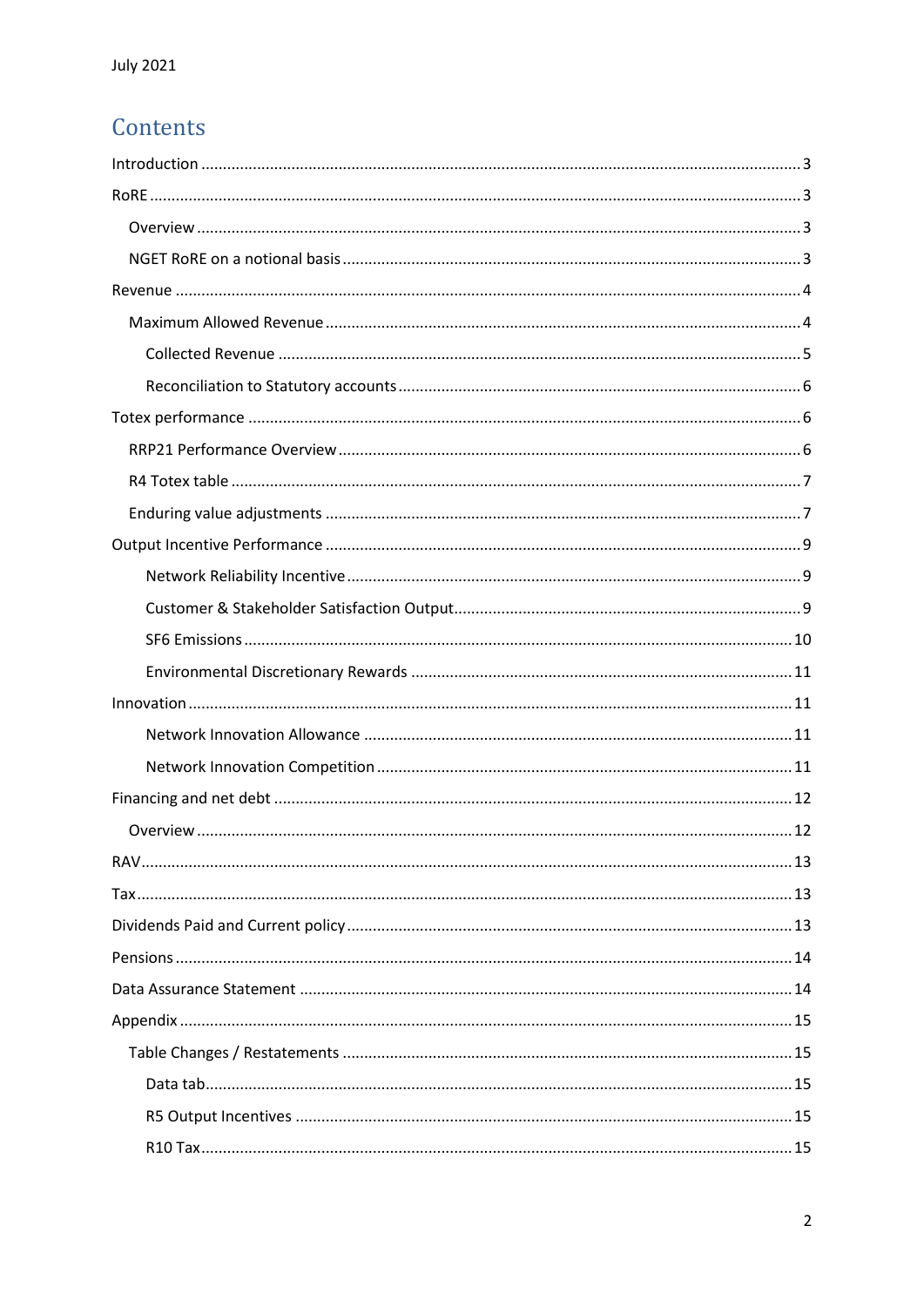July 2021

# Contents

- Introduction ... 3
- RoRE ... 3
  - Overview ... 3
  - NGET RoRE on a notional basis ... 3
- Revenue ... 4
  - Maximum Allowed Revenue ... 4
    - Collected Revenue ... 5
    - Reconciliation to Statutory accounts ... 6
- Totex performance ... 6
  - RRP21 Performance Overview ... 6
  - R4 Totex table ... 7
  - Enduring value adjustments ... 7
- Output Incentive Performance ... 9
    - Network Reliability Incentive ... 9
    - Customer & Stakeholder Satisfaction Output ... 9
    - SF6 Emissions ... 10
    - Environmental Discretionary Rewards ... 11
- Innovation ... 11
    - Network Innovation Allowance ... 11
    - Network Innovation Competition ... 11
- Financing and net debt ... 12
  - Overview ... 12
- RAV ... 13
- Tax ... 13
- Dividends Paid and Current policy ... 13
- Pensions ... 14
- Data Assurance Statement ... 14
- Appendix ... 15
  - Table Changes / Restatements ... 15
    - Data tab ... 15
    - R5 Output Incentives ... 15
    - R10 Tax ... 15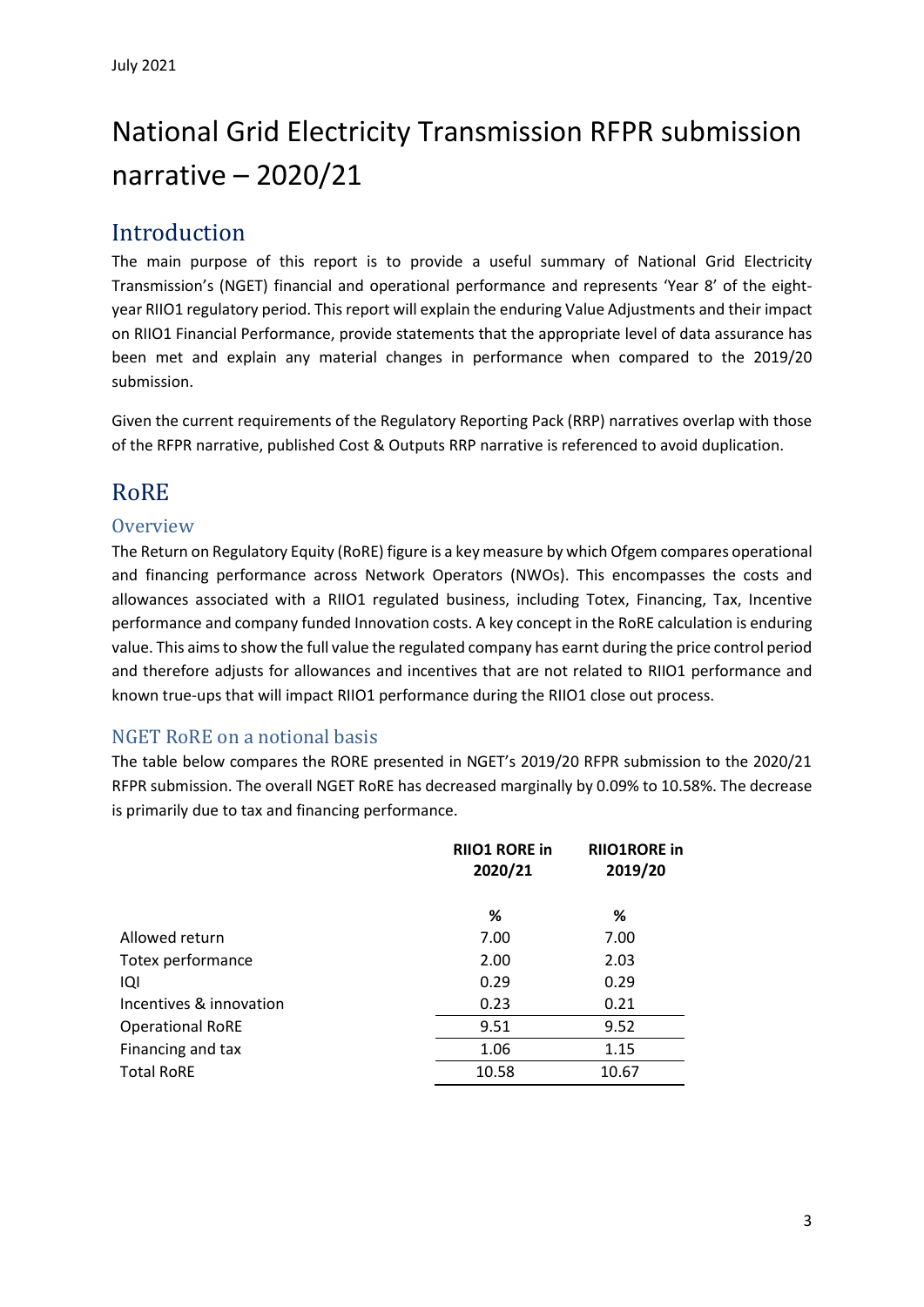July 2021

# National Grid Electricity Transmission RFPR submission narrative – 2020/21

## Introduction

The main purpose of this report is to provide a useful summary of National Grid Electricity Transmission's (NGET) financial and operational performance and represents 'Year 8' of the eight-year RIIO1 regulatory period. This report will explain the enduring Value Adjustments and their impact on RIIO1 Financial Performance, provide statements that the appropriate level of data assurance has been met and explain any material changes in performance when compared to the 2019/20 submission.

Given the current requirements of the Regulatory Reporting Pack (RRP) narratives overlap with those of the RFPR narrative, published Cost & Outputs RRP narrative is referenced to avoid duplication.

## RoRE

### Overview

The Return on Regulatory Equity (RoRE) figure is a key measure by which Ofgem compares operational and financing performance across Network Operators (NWOs). This encompasses the costs and allowances associated with a RIIO1 regulated business, including Totex, Financing, Tax, Incentive performance and company funded Innovation costs. A key concept in the RoRE calculation is enduring value. This aims to show the full value the regulated company has earnt during the price control period and therefore adjusts for allowances and incentives that are not related to RIIO1 performance and known true-ups that will impact RIIO1 performance during the RIIO1 close out process.

### NGET RoRE on a notional basis

The table below compares the RORE presented in NGET's 2019/20 RFPR submission to the 2020/21 RFPR submission. The overall NGET RoRE has decreased marginally by 0.09% to 10.58%. The decrease is primarily due to tax and financing performance.

| | **RIIO1 RORE in 2020/21** | **RIIO1RORE in 2019/20** |
|---|---|---|
| | **%** | **%** |
| Allowed return | 7.00 | 7.00 |
| Totex performance | 2.00 | 2.03 |
| IQI | 0.29 | 0.29 |
| Incentives & innovation | 0.23 | 0.21 |
| Operational RoRE | 9.51 | 9.52 |
| Financing and tax | 1.06 | 1.15 |
| Total RoRE | 10.58 | 10.67 |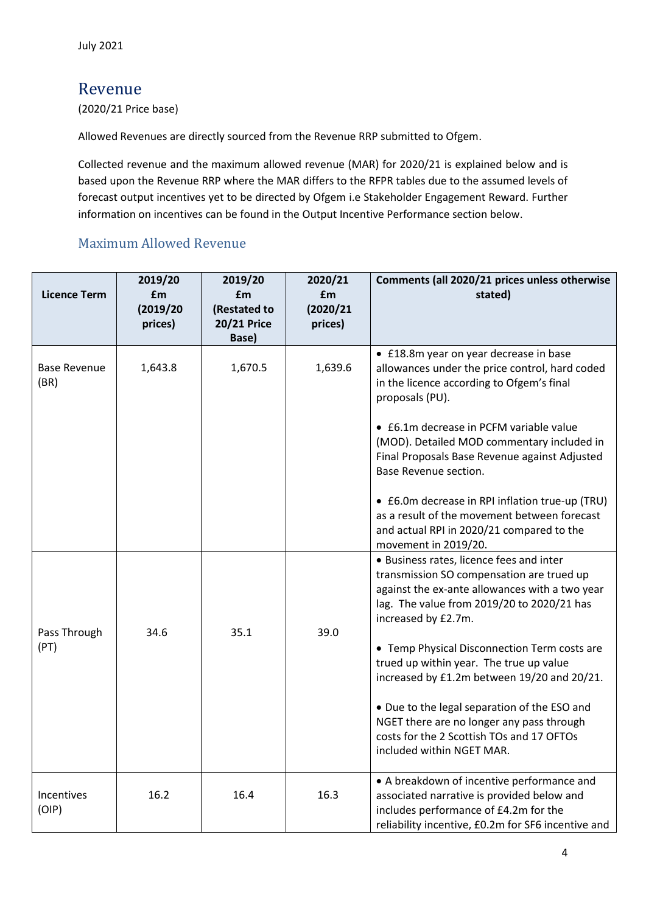July 2021

# Revenue

(2020/21 Price base)

Allowed Revenues are directly sourced from the Revenue RRP submitted to Ofgem.

Collected revenue and the maximum allowed revenue (MAR) for 2020/21 is explained below and is based upon the Revenue RRP where the MAR differs to the RFPR tables due to the assumed levels of forecast output incentives yet to be directed by Ofgem i.e Stakeholder Engagement Reward. Further information on incentives can be found in the Output Incentive Performance section below.

## Maximum Allowed Revenue

| Licence Term | 2019/20 £m (2019/20 prices) | 2019/20 £m (Restated to 20/21 Price Base) | 2020/21 £m (2020/21 prices) | Comments (all 2020/21 prices unless otherwise stated) |
|---|---|---|---|---|
| Base Revenue (BR) | 1,643.8 | 1,670.5 | 1,639.6 | • £18.8m year on year decrease in base allowances under the price control, hard coded in the licence according to Ofgem's final proposals (PU).<br><br>• £6.1m decrease in PCFM variable value (MOD). Detailed MOD commentary included in Final Proposals Base Revenue against Adjusted Base Revenue section.<br><br>• £6.0m decrease in RPI inflation true-up (TRU) as a result of the movement between forecast and actual RPI in 2020/21 compared to the movement in 2019/20. |
| Pass Through (PT) | 34.6 | 35.1 | 39.0 | • Business rates, licence fees and inter transmission SO compensation are trued up against the ex-ante allowances with a two year lag. The value from 2019/20 to 2020/21 has increased by £2.7m.<br><br>• Temp Physical Disconnection Term costs are trued up within year. The true up value increased by £1.2m between 19/20 and 20/21.<br><br>• Due to the legal separation of the ESO and NGET there are no longer any pass through costs for the 2 Scottish TOs and 17 OFTOs included within NGET MAR. |
| Incentives (OIP) | 16.2 | 16.4 | 16.3 | • A breakdown of incentive performance and associated narrative is provided below and includes performance of £4.2m for the reliability incentive, £0.2m for SF6 incentive and |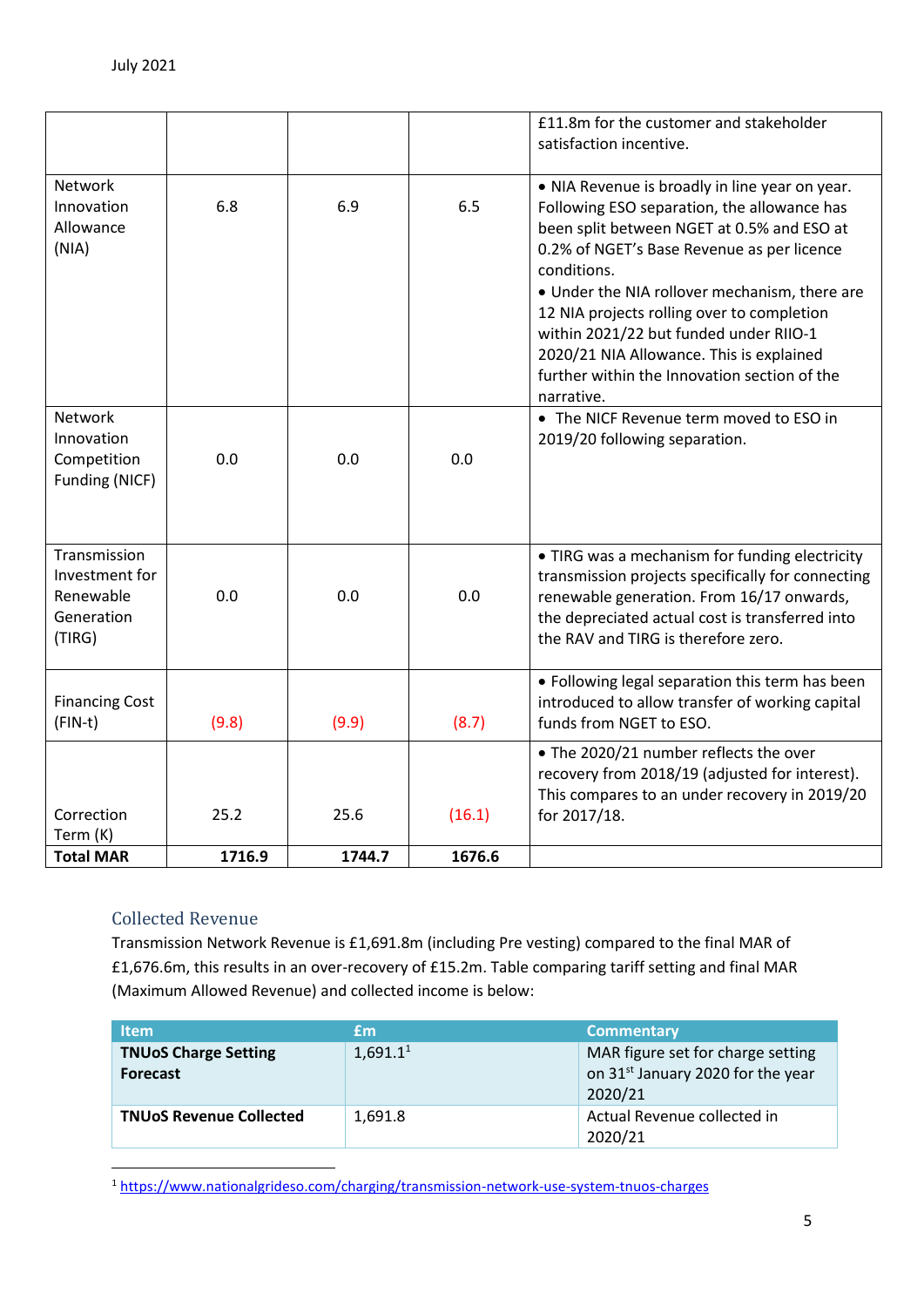| | | | | |
|---|---|---|---|---|
| | | | | £11.8m for the customer and stakeholder satisfaction incentive. |
| Network Innovation Allowance (NIA) | 6.8 | 6.9 | 6.5 | • NIA Revenue is broadly in line year on year. Following ESO separation, the allowance has been split between NGET at 0.5% and ESO at 0.2% of NGET's Base Revenue as per licence conditions.<br>• Under the NIA rollover mechanism, there are 12 NIA projects rolling over to completion within 2021/22 but funded under RIIO-1 2020/21 NIA Allowance. This is explained further within the Innovation section of the narrative. |
| Network Innovation Competition Funding (NICF) | 0.0 | 0.0 | 0.0 | • The NICF Revenue term moved to ESO in 2019/20 following separation. |
| Transmission Investment for Renewable Generation (TIRG) | 0.0 | 0.0 | 0.0 | • TIRG was a mechanism for funding electricity transmission projects specifically for connecting renewable generation. From 16/17 onwards, the depreciated actual cost is transferred into the RAV and TIRG is therefore zero. |
| Financing Cost (FIN-t) | (9.8) | (9.9) | (8.7) | • Following legal separation this term has been introduced to allow transfer of working capital funds from NGET to ESO. |
| Correction Term (K) | 25.2 | 25.6 | (16.1) | • The 2020/21 number reflects the over recovery from 2018/19 (adjusted for interest). This compares to an under recovery in 2019/20 for 2017/18. |
| **Total MAR** | **1716.9** | **1744.7** | **1676.6** | |

## Collected Revenue

Transmission Network Revenue is £1,691.8m (including Pre vesting) compared to the final MAR of £1,676.6m, this results in an over-recovery of £15.2m. Table comparing tariff setting and final MAR (Maximum Allowed Revenue) and collected income is below:

| Item | £m | Commentary |
|---|---|---|
| **TNUoS Charge Setting Forecast** | 1,691.1[1] | MAR figure set for charge setting on 31st January 2020 for the year 2020/21 |
| **TNUoS Revenue Collected** | 1,691.8 | Actual Revenue collected in 2020/21 |

[1] https://www.nationalgrideso.com/charging/transmission-network-use-system-tnuos-charges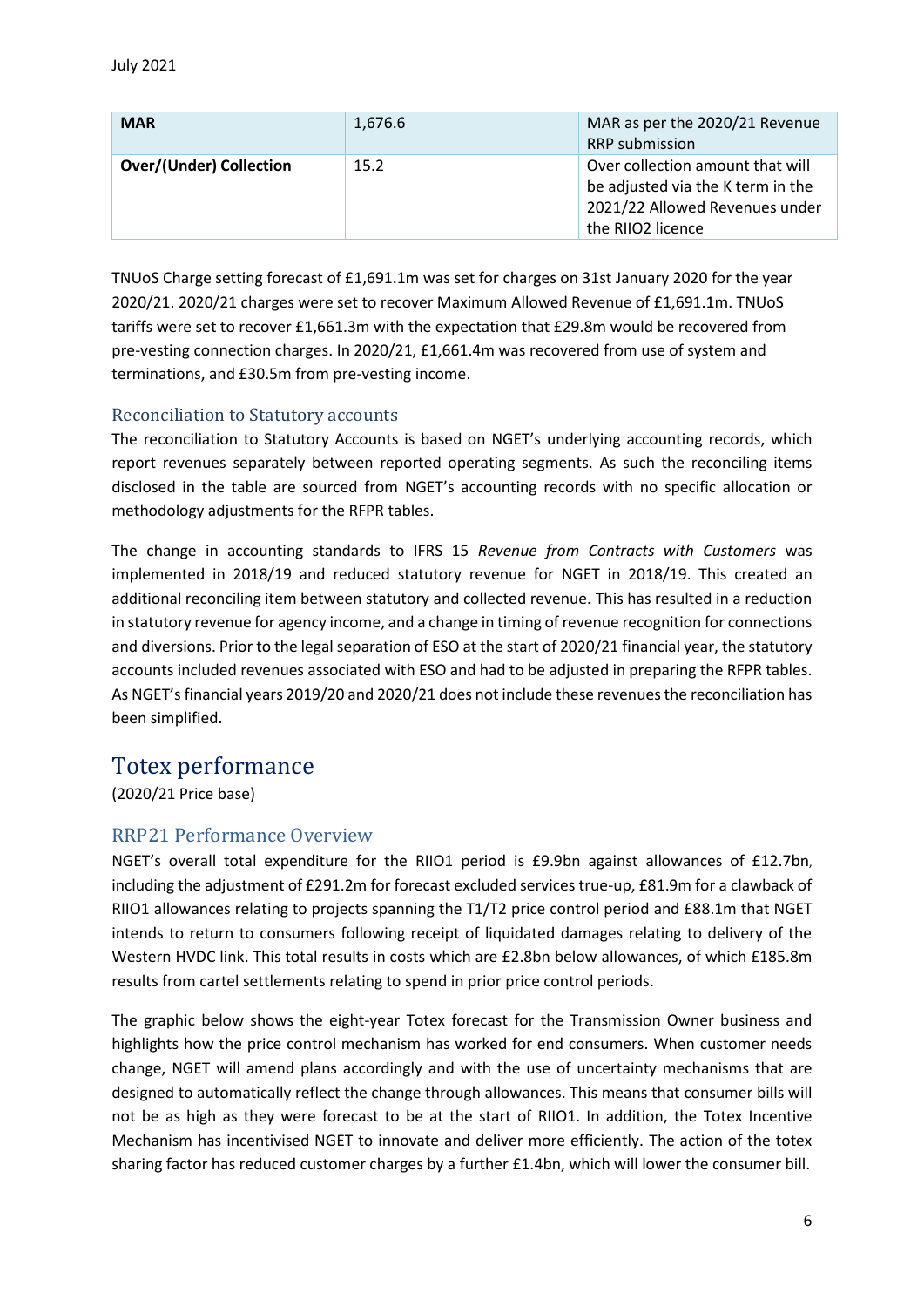| MAR | 1,676.6 | MAR as per the 2020/21 Revenue RRP submission |
|---|---|---|
| **Over/(Under) Collection** | 15.2 | Over collection amount that will be adjusted via the K term in the 2021/22 Allowed Revenues under the RIIO2 licence |

TNUoS Charge setting forecast of £1,691.1m was set for charges on 31st January 2020 for the year 2020/21. 2020/21 charges were set to recover Maximum Allowed Revenue of £1,691.1m. TNUoS tariffs were set to recover £1,661.3m with the expectation that £29.8m would be recovered from pre-vesting connection charges. In 2020/21, £1,661.4m was recovered from use of system and terminations, and £30.5m from pre-vesting income.

### Reconciliation to Statutory accounts

The reconciliation to Statutory Accounts is based on NGET's underlying accounting records, which report revenues separately between reported operating segments. As such the reconciling items disclosed in the table are sourced from NGET's accounting records with no specific allocation or methodology adjustments for the RFPR tables.

The change in accounting standards to IFRS 15 *Revenue from Contracts with Customers* was implemented in 2018/19 and reduced statutory revenue for NGET in 2018/19. This created an additional reconciling item between statutory and collected revenue. This has resulted in a reduction in statutory revenue for agency income, and a change in timing of revenue recognition for connections and diversions. Prior to the legal separation of ESO at the start of 2020/21 financial year, the statutory accounts included revenues associated with ESO and had to be adjusted in preparing the RFPR tables. As NGET's financial years 2019/20 and 2020/21 does not include these revenues the reconciliation has been simplified.

## Totex performance

(2020/21 Price base)

### RRP21 Performance Overview

NGET's overall total expenditure for the RIIO1 period is £9.9bn against allowances of £12.7bn, including the adjustment of £291.2m for forecast excluded services true-up, £81.9m for a clawback of RIIO1 allowances relating to projects spanning the T1/T2 price control period and £88.1m that NGET intends to return to consumers following receipt of liquidated damages relating to delivery of the Western HVDC link. This total results in costs which are £2.8bn below allowances, of which £185.8m results from cartel settlements relating to spend in prior price control periods.

The graphic below shows the eight-year Totex forecast for the Transmission Owner business and highlights how the price control mechanism has worked for end consumers. When customer needs change, NGET will amend plans accordingly and with the use of uncertainty mechanisms that are designed to automatically reflect the change through allowances. This means that consumer bills will not be as high as they were forecast to be at the start of RIIO1. In addition, the Totex Incentive Mechanism has incentivised NGET to innovate and deliver more efficiently. The action of the totex sharing factor has reduced customer charges by a further £1.4bn, which will lower the consumer bill.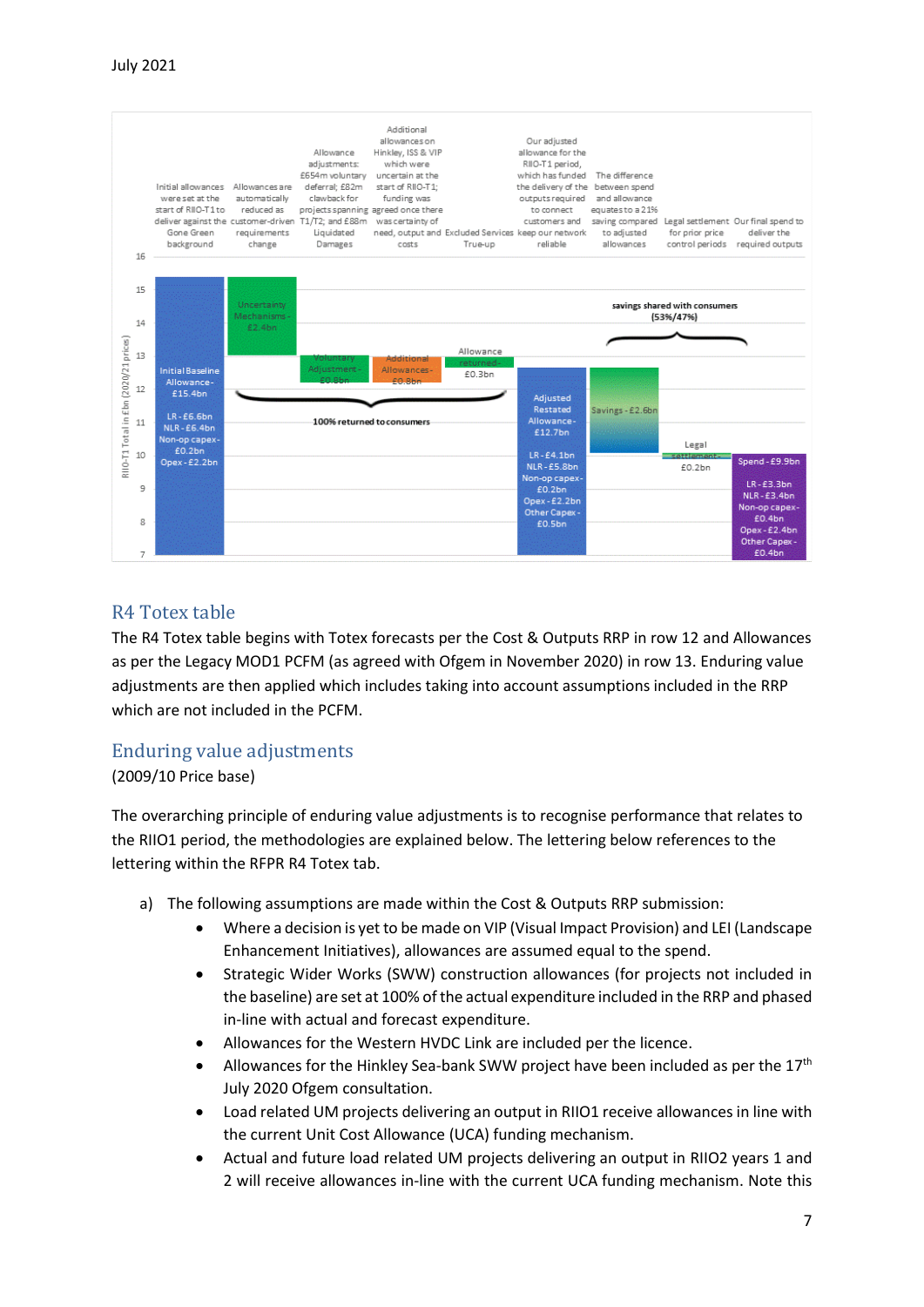| Description | Value |
| --- | --- |
| Initial allowances were set at the start of RIIO-T1 to deliver against the Gone Green background | Initial Baseline Allowance - £15.4bn (LR - £6.6bn, NLR - £6.4bn, Non-op capex - £0.2bn, Opex - £2.2bn) |
| Allowances are automatically reduced as customer-driven requirements change | Uncertainty Mechanisms - £2.4bn |
| Allowance adjustments: £654m voluntary deferral; £82m clawback for projects spanning T1/T2; and £88m Liquidated Damages | Voluntary Adjustment - £0.8bn |
| Additional allowances on Hinkley, ISS & VIP which were uncertain at the start of RIIO-T1; funding was agreed once there was certainty of need, output and costs | Additional Allowances - £0.8bn |
| Excluded Services True-up | Allowance returned - £0.3bn |
| Our adjusted allowance for the RIIO-T1 period, which has funded the delivery of the outputs required to connect customers and keep our network reliable | Adjusted Restated Allowance - £12.7bn (LR - £4.1bn, NLR - £5.8bn, Non-op capex - £0.2bn, Opex - £2.2bn, Other Capex - £0.5bn) |
| The difference between spend and allowance equates to a 21% saving compared to adjusted allowances | Savings - £2.6bn |
| Legal settlement for prior price control periods | Legal settlement - £0.2bn |
| Our final spend to deliver the required outputs | Spend - £9.9bn (LR - £3.3bn, NLR - £3.4bn, Non-op capex - £0.4bn, Opex - £2.4bn, Other Capex - £0.4bn) |

100% returned to consumers

savings shared with consumers (53%/47%)

RIIO-T1 Total in £bn (2020/21 prices)

## R4 Totex table

The R4 Totex table begins with Totex forecasts per the Cost & Outputs RRP in row 12 and Allowances as per the Legacy MOD1 PCFM (as agreed with Ofgem in November 2020) in row 13. Enduring value adjustments are then applied which includes taking into account assumptions included in the RRP which are not included in the PCFM.

## Enduring value adjustments

(2009/10 Price base)

The overarching principle of enduring value adjustments is to recognise performance that relates to the RIIO1 period, the methodologies are explained below. The lettering below references to the lettering within the RFPR R4 Totex tab.

a) The following assumptions are made within the Cost & Outputs RRP submission:
   - Where a decision is yet to be made on VIP (Visual Impact Provision) and LEI (Landscape Enhancement Initiatives), allowances are assumed equal to the spend.
   - Strategic Wider Works (SWW) construction allowances (for projects not included in the baseline) are set at 100% of the actual expenditure included in the RRP and phased in-line with actual and forecast expenditure.
   - Allowances for the Western HVDC Link are included per the licence.
   - Allowances for the Hinkley Sea-bank SWW project have been included as per the 17th July 2020 Ofgem consultation.
   - Load related UM projects delivering an output in RIIO1 receive allowances in line with the current Unit Cost Allowance (UCA) funding mechanism.
   - Actual and future load related UM projects delivering an output in RIIO2 years 1 and 2 will receive allowances in-line with the current UCA funding mechanism. Note this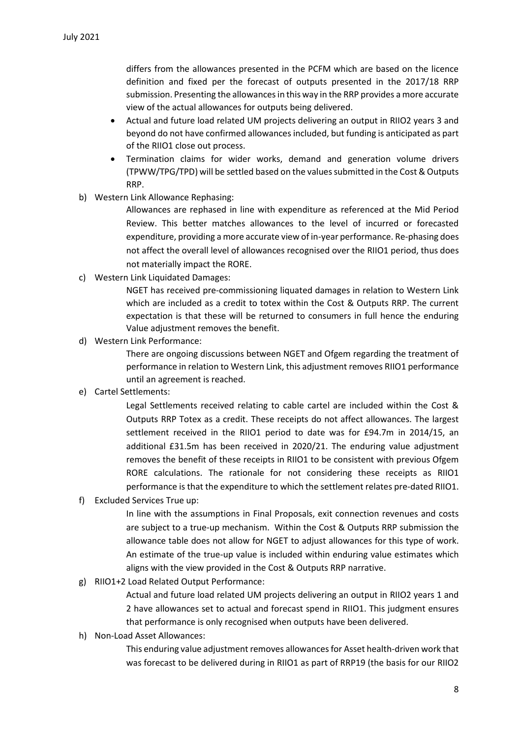differs from the allowances presented in the PCFM which are based on the licence definition and fixed per the forecast of outputs presented in the 2017/18 RRP submission. Presenting the allowances in this way in the RRP provides a more accurate view of the actual allowances for outputs being delivered.

- Actual and future load related UM projects delivering an output in RIIO2 years 3 and beyond do not have confirmed allowances included, but funding is anticipated as part of the RIIO1 close out process.
- Termination claims for wider works, demand and generation volume drivers (TPWW/TPG/TPD) will be settled based on the values submitted in the Cost & Outputs RRP.

b) Western Link Allowance Rephasing:

Allowances are rephased in line with expenditure as referenced at the Mid Period Review. This better matches allowances to the level of incurred or forecasted expenditure, providing a more accurate view of in-year performance. Re-phasing does not affect the overall level of allowances recognised over the RIIO1 period, thus does not materially impact the RORE.

c) Western Link Liquidated Damages:

NGET has received pre-commissioning liquated damages in relation to Western Link which are included as a credit to totex within the Cost & Outputs RRP. The current expectation is that these will be returned to consumers in full hence the enduring Value adjustment removes the benefit.

d) Western Link Performance:

There are ongoing discussions between NGET and Ofgem regarding the treatment of performance in relation to Western Link, this adjustment removes RIIO1 performance until an agreement is reached.

e) Cartel Settlements:

Legal Settlements received relating to cable cartel are included within the Cost & Outputs RRP Totex as a credit. These receipts do not affect allowances. The largest settlement received in the RIIO1 period to date was for £94.7m in 2014/15, an additional £31.5m has been received in 2020/21. The enduring value adjustment removes the benefit of these receipts in RIIO1 to be consistent with previous Ofgem RORE calculations. The rationale for not considering these receipts as RIIO1 performance is that the expenditure to which the settlement relates pre-dated RIIO1.

f) Excluded Services True up:

In line with the assumptions in Final Proposals, exit connection revenues and costs are subject to a true-up mechanism. Within the Cost & Outputs RRP submission the allowance table does not allow for NGET to adjust allowances for this type of work. An estimate of the true-up value is included within enduring value estimates which aligns with the view provided in the Cost & Outputs RRP narrative.

g) RIIO1+2 Load Related Output Performance:

Actual and future load related UM projects delivering an output in RIIO2 years 1 and 2 have allowances set to actual and forecast spend in RIIO1. This judgment ensures that performance is only recognised when outputs have been delivered.

h) Non-Load Asset Allowances:

This enduring value adjustment removes allowances for Asset health-driven work that was forecast to be delivered during in RIIO1 as part of RRP19 (the basis for our RIIO2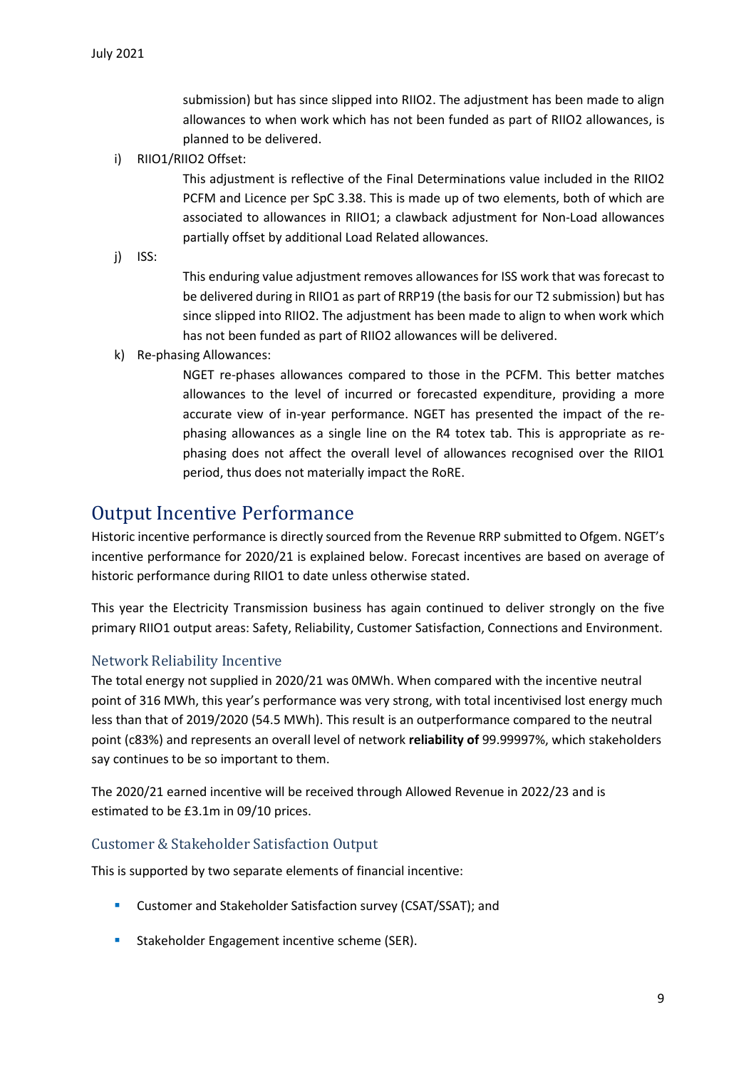submission) but has since slipped into RIIO2. The adjustment has been made to align allowances to when work which has not been funded as part of RIIO2 allowances, is planned to be delivered.

i) RIIO1/RIIO2 Offset:

This adjustment is reflective of the Final Determinations value included in the RIIO2 PCFM and Licence per SpC 3.38. This is made up of two elements, both of which are associated to allowances in RIIO1; a clawback adjustment for Non-Load allowances partially offset by additional Load Related allowances.

j) ISS:

This enduring value adjustment removes allowances for ISS work that was forecast to be delivered during in RIIO1 as part of RRP19 (the basis for our T2 submission) but has since slipped into RIIO2. The adjustment has been made to align to when work which has not been funded as part of RIIO2 allowances will be delivered.

k) Re-phasing Allowances:

NGET re-phases allowances compared to those in the PCFM. This better matches allowances to the level of incurred or forecasted expenditure, providing a more accurate view of in-year performance. NGET has presented the impact of the re-phasing allowances as a single line on the R4 totex tab. This is appropriate as re-phasing does not affect the overall level of allowances recognised over the RIIO1 period, thus does not materially impact the RoRE.

# Output Incentive Performance

Historic incentive performance is directly sourced from the Revenue RRP submitted to Ofgem. NGET's incentive performance for 2020/21 is explained below. Forecast incentives are based on average of historic performance during RIIO1 to date unless otherwise stated.

This year the Electricity Transmission business has again continued to deliver strongly on the five primary RIIO1 output areas: Safety, Reliability, Customer Satisfaction, Connections and Environment.

## Network Reliability Incentive

The total energy not supplied in 2020/21 was 0MWh. When compared with the incentive neutral point of 316 MWh, this year's performance was very strong, with total incentivised lost energy much less than that of 2019/2020 (54.5 MWh). This result is an outperformance compared to the neutral point (c83%) and represents an overall level of network **reliability of** 99.99997%, which stakeholders say continues to be so important to them.

The 2020/21 earned incentive will be received through Allowed Revenue in 2022/23 and is estimated to be £3.1m in 09/10 prices.

## Customer & Stakeholder Satisfaction Output

This is supported by two separate elements of financial incentive:

- Customer and Stakeholder Satisfaction survey (CSAT/SSAT); and
- Stakeholder Engagement incentive scheme (SER).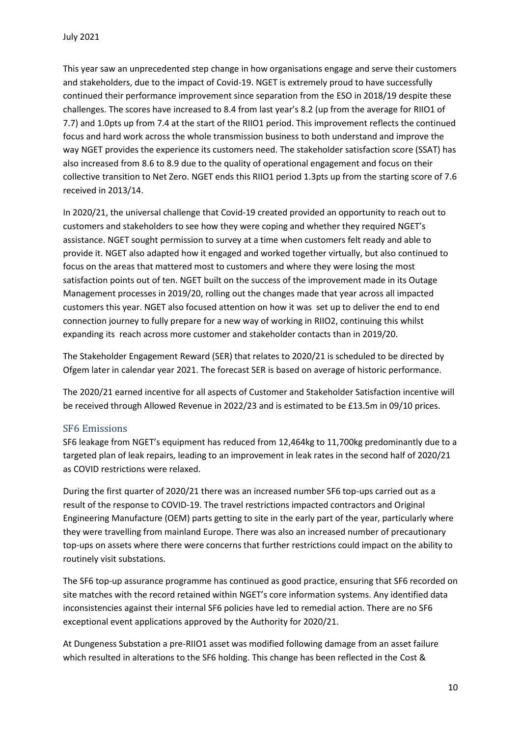This year saw an unprecedented step change in how organisations engage and serve their customers and stakeholders, due to the impact of Covid-19. NGET is extremely proud to have successfully continued their performance improvement since separation from the ESO in 2018/19 despite these challenges. The scores have increased to 8.4 from last year's 8.2 (up from the average for RIIO1 of 7.7) and 1.0pts up from 7.4 at the start of the RIIO1 period. This improvement reflects the continued focus and hard work across the whole transmission business to both understand and improve the way NGET provides the experience its customers need. The stakeholder satisfaction score (SSAT) has also increased from 8.6 to 8.9 due to the quality of operational engagement and focus on their collective transition to Net Zero. NGET ends this RIIO1 period 1.3pts up from the starting score of 7.6 received in 2013/14.

In 2020/21, the universal challenge that Covid-19 created provided an opportunity to reach out to customers and stakeholders to see how they were coping and whether they required NGET's assistance. NGET sought permission to survey at a time when customers felt ready and able to provide it. NGET also adapted how it engaged and worked together virtually, but also continued to focus on the areas that mattered most to customers and where they were losing the most satisfaction points out of ten. NGET built on the success of the improvement made in its Outage Management processes in 2019/20, rolling out the changes made that year across all impacted customers this year. NGET also focused attention on how it was set up to deliver the end to end connection journey to fully prepare for a new way of working in RIIO2, continuing this whilst expanding its reach across more customer and stakeholder contacts than in 2019/20.

The Stakeholder Engagement Reward (SER) that relates to 2020/21 is scheduled to be directed by Ofgem later in calendar year 2021. The forecast SER is based on average of historic performance.

The 2020/21 earned incentive for all aspects of Customer and Stakeholder Satisfaction incentive will be received through Allowed Revenue in 2022/23 and is estimated to be £13.5m in 09/10 prices.

## SF6 Emissions

SF6 leakage from NGET's equipment has reduced from 12,464kg to 11,700kg predominantly due to a targeted plan of leak repairs, leading to an improvement in leak rates in the second half of 2020/21 as COVID restrictions were relaxed.

During the first quarter of 2020/21 there was an increased number SF6 top-ups carried out as a result of the response to COVID-19. The travel restrictions impacted contractors and Original Engineering Manufacture (OEM) parts getting to site in the early part of the year, particularly where they were travelling from mainland Europe. There was also an increased number of precautionary top-ups on assets where there were concerns that further restrictions could impact on the ability to routinely visit substations.

The SF6 top-up assurance programme has continued as good practice, ensuring that SF6 recorded on site matches with the record retained within NGET's core information systems. Any identified data inconsistencies against their internal SF6 policies have led to remedial action. There are no SF6 exceptional event applications approved by the Authority for 2020/21.

At Dungeness Substation a pre-RIIO1 asset was modified following damage from an asset failure which resulted in alterations to the SF6 holding. This change has been reflected in the Cost &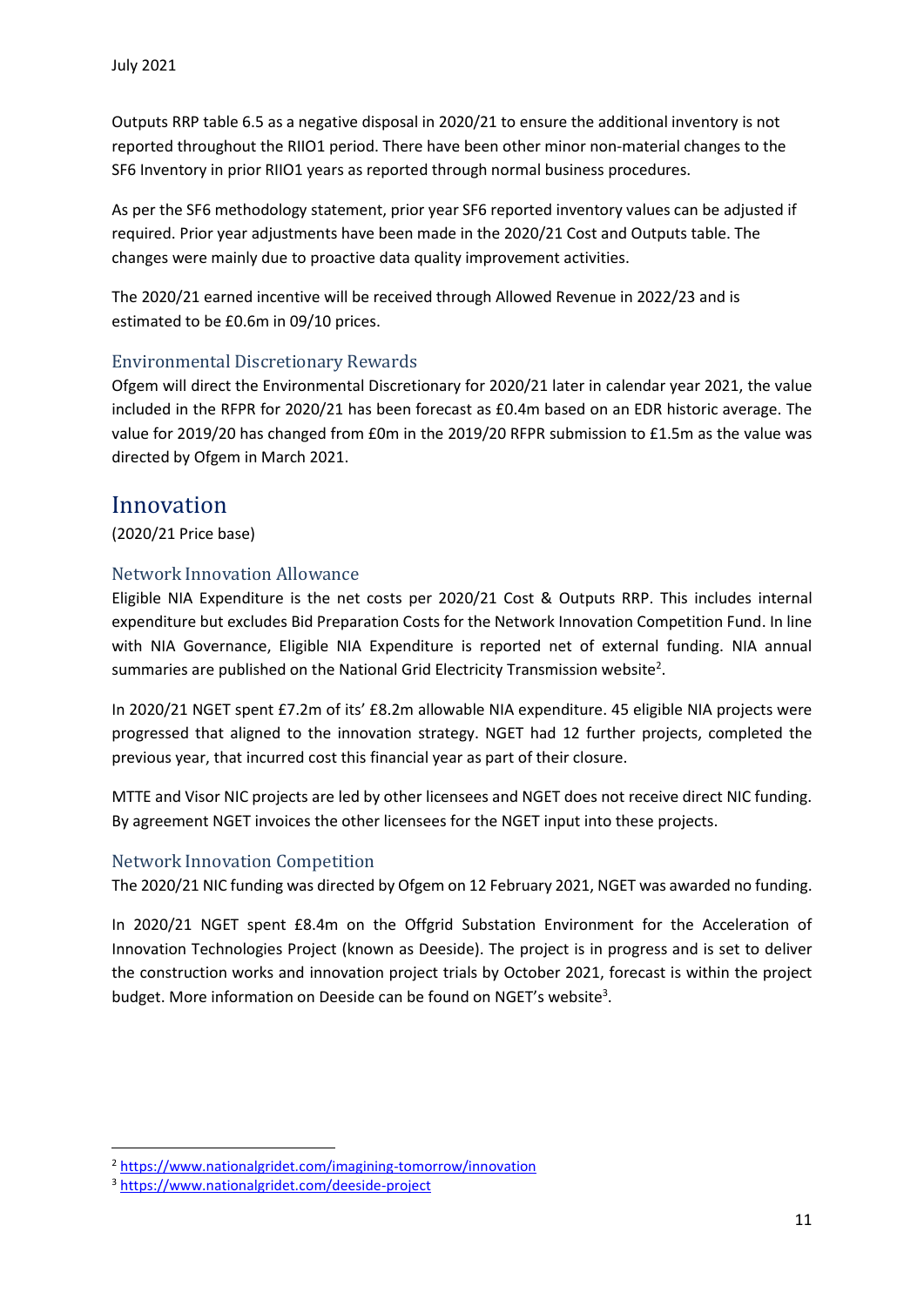Outputs RRP table 6.5 as a negative disposal in 2020/21 to ensure the additional inventory is not reported throughout the RIIO1 period. There have been other minor non-material changes to the SF6 Inventory in prior RIIO1 years as reported through normal business procedures.

As per the SF6 methodology statement, prior year SF6 reported inventory values can be adjusted if required. Prior year adjustments have been made in the 2020/21 Cost and Outputs table. The changes were mainly due to proactive data quality improvement activities.

The 2020/21 earned incentive will be received through Allowed Revenue in 2022/23 and is estimated to be £0.6m in 09/10 prices.

### Environmental Discretionary Rewards

Ofgem will direct the Environmental Discretionary for 2020/21 later in calendar year 2021, the value included in the RFPR for 2020/21 has been forecast as £0.4m based on an EDR historic average. The value for 2019/20 has changed from £0m in the 2019/20 RFPR submission to £1.5m as the value was directed by Ofgem in March 2021.

## Innovation

(2020/21 Price base)

### Network Innovation Allowance

Eligible NIA Expenditure is the net costs per 2020/21 Cost & Outputs RRP. This includes internal expenditure but excludes Bid Preparation Costs for the Network Innovation Competition Fund. In line with NIA Governance, Eligible NIA Expenditure is reported net of external funding. NIA annual summaries are published on the National Grid Electricity Transmission website[2].

In 2020/21 NGET spent £7.2m of its' £8.2m allowable NIA expenditure. 45 eligible NIA projects were progressed that aligned to the innovation strategy. NGET had 12 further projects, completed the previous year, that incurred cost this financial year as part of their closure.

MTTE and Visor NIC projects are led by other licensees and NGET does not receive direct NIC funding. By agreement NGET invoices the other licensees for the NGET input into these projects.

### Network Innovation Competition

The 2020/21 NIC funding was directed by Ofgem on 12 February 2021, NGET was awarded no funding.

In 2020/21 NGET spent £8.4m on the Offgrid Substation Environment for the Acceleration of Innovation Technologies Project (known as Deeside). The project is in progress and is set to deliver the construction works and innovation project trials by October 2021, forecast is within the project budget. More information on Deeside can be found on NGET's website[3].

---

[2] https://www.nationalgridet.com/imagining-tomorrow/innovation

[3] https://www.nationalgridet.com/deeside-project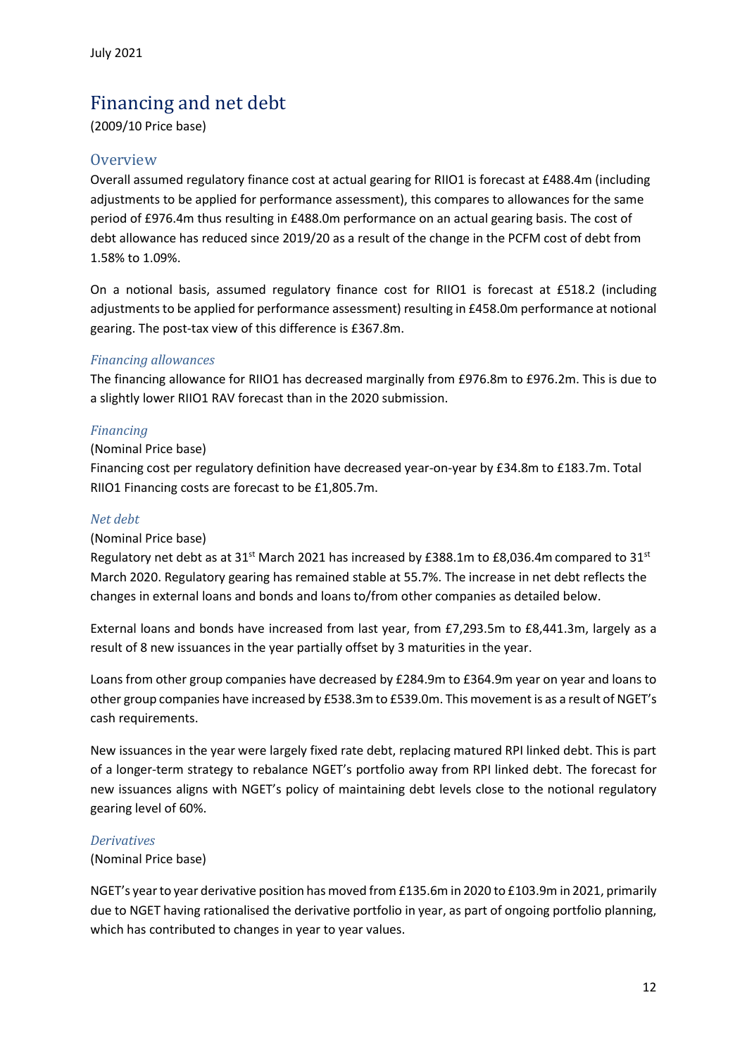# Financing and net debt

(2009/10 Price base)

## Overview

Overall assumed regulatory finance cost at actual gearing for RIIO1 is forecast at £488.4m (including adjustments to be applied for performance assessment), this compares to allowances for the same period of £976.4m thus resulting in £488.0m performance on an actual gearing basis. The cost of debt allowance has reduced since 2019/20 as a result of the change in the PCFM cost of debt from 1.58% to 1.09%.

On a notional basis, assumed regulatory finance cost for RIIO1 is forecast at £518.2 (including adjustments to be applied for performance assessment) resulting in £458.0m performance at notional gearing. The post-tax view of this difference is £367.8m.

### *Financing allowances*

The financing allowance for RIIO1 has decreased marginally from £976.8m to £976.2m. This is due to a slightly lower RIIO1 RAV forecast than in the 2020 submission.

### *Financing*

(Nominal Price base)

Financing cost per regulatory definition have decreased year-on-year by £34.8m to £183.7m. Total RIIO1 Financing costs are forecast to be £1,805.7m.

### *Net debt*

(Nominal Price base)

Regulatory net debt as at 31st March 2021 has increased by £388.1m to £8,036.4m compared to 31st March 2020. Regulatory gearing has remained stable at 55.7%. The increase in net debt reflects the changes in external loans and bonds and loans to/from other companies as detailed below.

External loans and bonds have increased from last year, from £7,293.5m to £8,441.3m, largely as a result of 8 new issuances in the year partially offset by 3 maturities in the year.

Loans from other group companies have decreased by £284.9m to £364.9m year on year and loans to other group companies have increased by £538.3m to £539.0m. This movement is as a result of NGET's cash requirements.

New issuances in the year were largely fixed rate debt, replacing matured RPI linked debt. This is part of a longer-term strategy to rebalance NGET's portfolio away from RPI linked debt. The forecast for new issuances aligns with NGET's policy of maintaining debt levels close to the notional regulatory gearing level of 60%.

### *Derivatives*

(Nominal Price base)

NGET's year to year derivative position has moved from £135.6m in 2020 to £103.9m in 2021, primarily due to NGET having rationalised the derivative portfolio in year, as part of ongoing portfolio planning, which has contributed to changes in year to year values.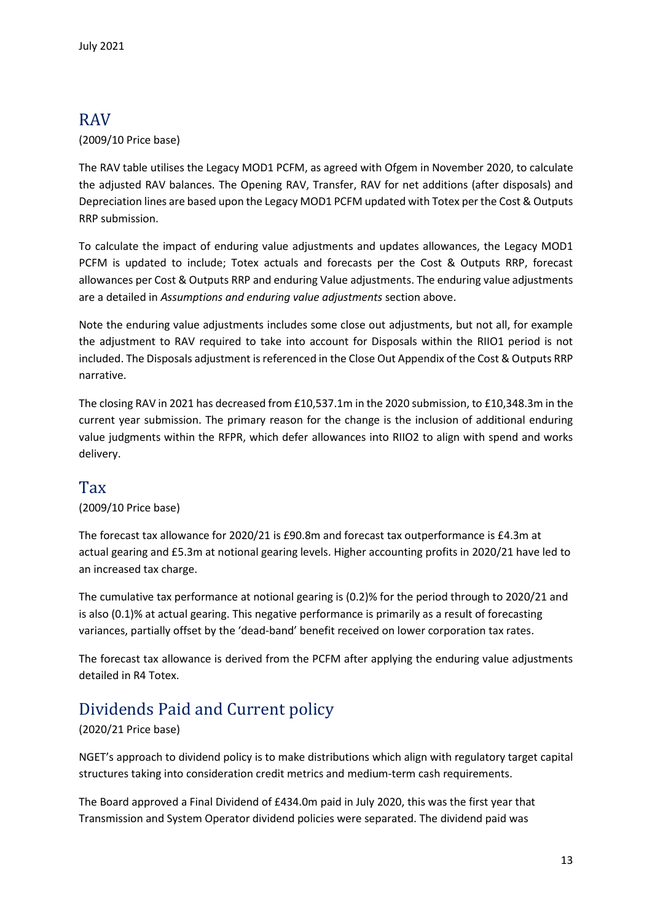## RAV

(2009/10 Price base)

The RAV table utilises the Legacy MOD1 PCFM, as agreed with Ofgem in November 2020, to calculate the adjusted RAV balances. The Opening RAV, Transfer, RAV for net additions (after disposals) and Depreciation lines are based upon the Legacy MOD1 PCFM updated with Totex per the Cost & Outputs RRP submission.

To calculate the impact of enduring value adjustments and updates allowances, the Legacy MOD1 PCFM is updated to include; Totex actuals and forecasts per the Cost & Outputs RRP, forecast allowances per Cost & Outputs RRP and enduring Value adjustments. The enduring value adjustments are a detailed in *Assumptions and enduring value adjustments* section above.

Note the enduring value adjustments includes some close out adjustments, but not all, for example the adjustment to RAV required to take into account for Disposals within the RIIO1 period is not included. The Disposals adjustment is referenced in the Close Out Appendix of the Cost & Outputs RRP narrative.

The closing RAV in 2021 has decreased from £10,537.1m in the 2020 submission, to £10,348.3m in the current year submission. The primary reason for the change is the inclusion of additional enduring value judgments within the RFPR, which defer allowances into RIIO2 to align with spend and works delivery.

## Tax

(2009/10 Price base)

The forecast tax allowance for 2020/21 is £90.8m and forecast tax outperformance is £4.3m at actual gearing and £5.3m at notional gearing levels. Higher accounting profits in 2020/21 have led to an increased tax charge.

The cumulative tax performance at notional gearing is (0.2)% for the period through to 2020/21 and is also (0.1)% at actual gearing. This negative performance is primarily as a result of forecasting variances, partially offset by the 'dead-band' benefit received on lower corporation tax rates.

The forecast tax allowance is derived from the PCFM after applying the enduring value adjustments detailed in R4 Totex.

## Dividends Paid and Current policy

(2020/21 Price base)

NGET's approach to dividend policy is to make distributions which align with regulatory target capital structures taking into consideration credit metrics and medium-term cash requirements.

The Board approved a Final Dividend of £434.0m paid in July 2020, this was the first year that Transmission and System Operator dividend policies were separated. The dividend paid was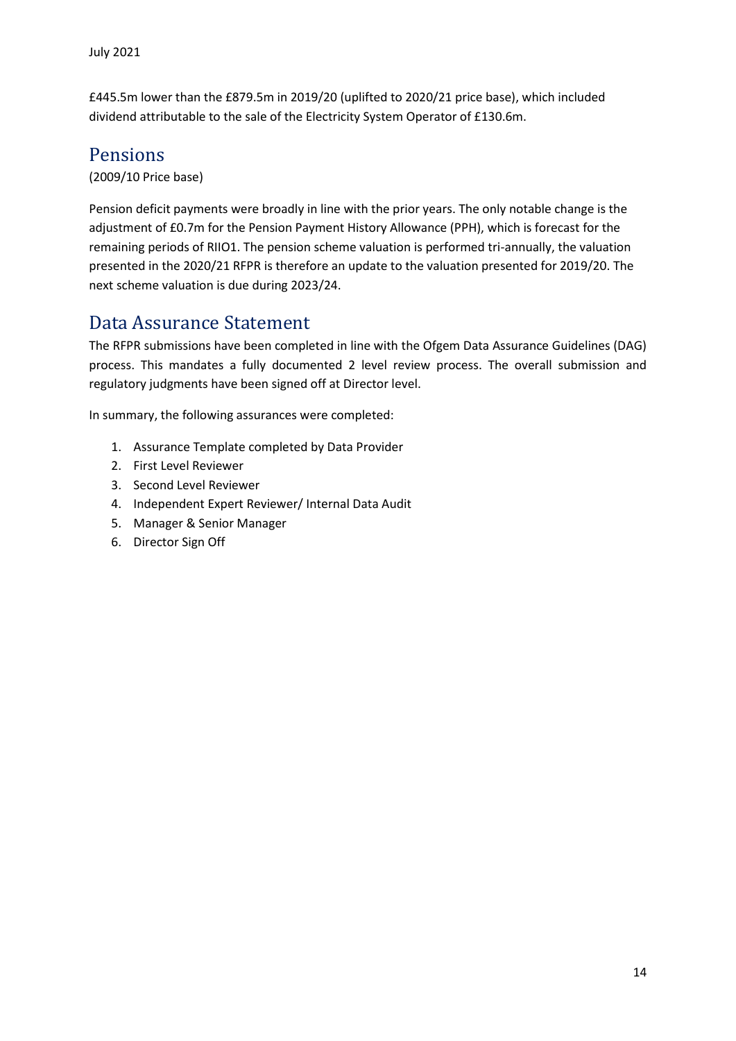£445.5m lower than the £879.5m in 2019/20 (uplifted to 2020/21 price base), which included dividend attributable to the sale of the Electricity System Operator of £130.6m.

## Pensions

(2009/10 Price base)

Pension deficit payments were broadly in line with the prior years. The only notable change is the adjustment of £0.7m for the Pension Payment History Allowance (PPH), which is forecast for the remaining periods of RIIO1. The pension scheme valuation is performed tri-annually, the valuation presented in the 2020/21 RFPR is therefore an update to the valuation presented for 2019/20. The next scheme valuation is due during 2023/24.

## Data Assurance Statement

The RFPR submissions have been completed in line with the Ofgem Data Assurance Guidelines (DAG) process. This mandates a fully documented 2 level review process. The overall submission and regulatory judgments have been signed off at Director level.

In summary, the following assurances were completed:

1. Assurance Template completed by Data Provider
2. First Level Reviewer
3. Second Level Reviewer
4. Independent Expert Reviewer/ Internal Data Audit
5. Manager & Senior Manager
6. Director Sign Off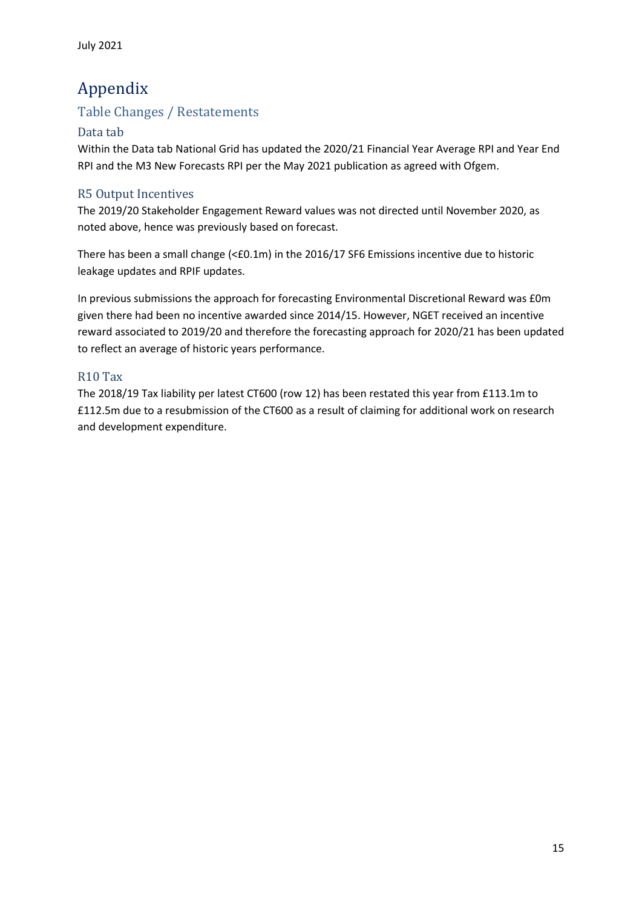# Appendix

## Table Changes / Restatements

### Data tab

Within the Data tab National Grid has updated the 2020/21 Financial Year Average RPI and Year End RPI and the M3 New Forecasts RPI per the May 2021 publication as agreed with Ofgem.

### R5 Output Incentives

The 2019/20 Stakeholder Engagement Reward values was not directed until November 2020, as noted above, hence was previously based on forecast.

There has been a small change (<£0.1m) in the 2016/17 SF6 Emissions incentive due to historic leakage updates and RPIF updates.

In previous submissions the approach for forecasting Environmental Discretional Reward was £0m given there had been no incentive awarded since 2014/15. However, NGET received an incentive reward associated to 2019/20 and therefore the forecasting approach for 2020/21 has been updated to reflect an average of historic years performance.

### R10 Tax

The 2018/19 Tax liability per latest CT600 (row 12) has been restated this year from £113.1m to £112.5m due to a resubmission of the CT600 as a result of claiming for additional work on research and development expenditure.